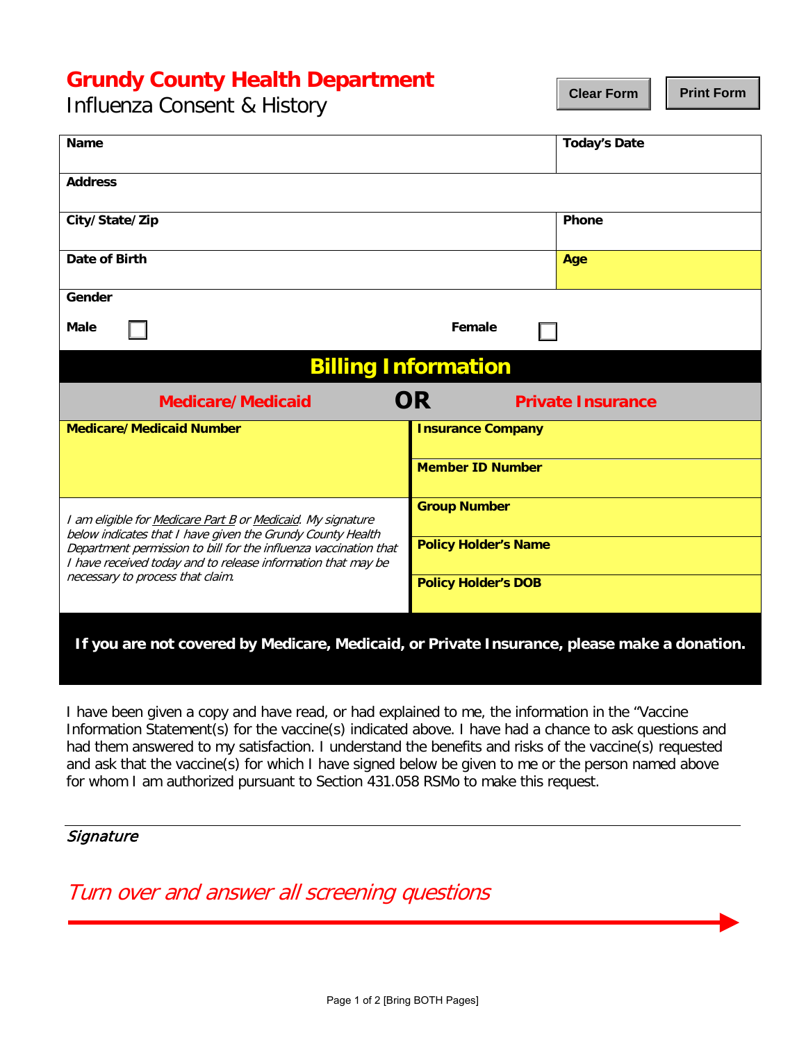# Grundy County Health Department

Influenza Consent & History

Clear Form | Print Form

| Name | Today's Date |
| --- | --- |
| Address | |
| City/State/Zip | Phone |
| Date of Birth | Age |

**Gender**

**Male** ☐ **Female** ☐

## Billing Information

| **Medicare/Medicaid** OR | **Private Insurance** |
| --- | --- |
| **Medicare/Medicaid Number** | **Insurance Company** |
| | **Member ID Number** |
| *I am eligible for Medicare Part B or Medicaid. My signature below indicates that I have given the Grundy County Health Department permission to bill for the influenza vaccination that I have received today and to release information that may be necessary to process that claim.* | **Group Number** |
| | **Policy Holder's Name** |
| | **Policy Holder's DOB** |

**If you are not covered by Medicare, Medicaid, or Private Insurance, please make a donation.**

I have been given a copy and have read, or had explained to me, the information in the "Vaccine Information Statement(s) for the vaccine(s) indicated above. I have had a chance to ask questions and had them answered to my satisfaction. I understand the benefits and risks of the vaccine(s) requested and ask that the vaccine(s) for which I have signed below be given to me or the person named above for whom I am authorized pursuant to Section 431.058 RSMo to make this request.

*Signature*

*Turn over and answer all screening questions*

[Bring BOTH Pages]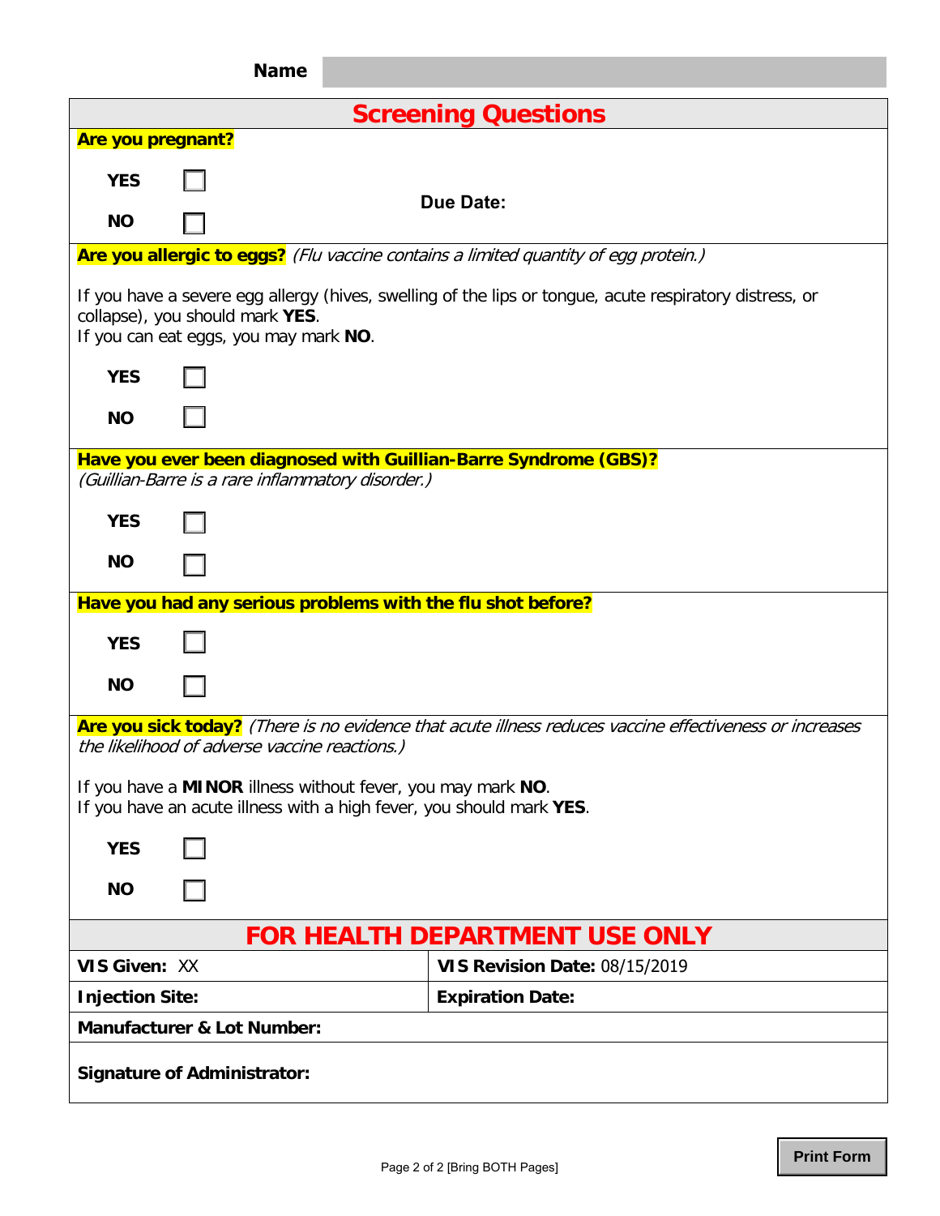**Name**

## Screening Questions

**Are you pregnant?**

**YES** ☐

**NO** ☐

**Due Date:**

**Are you allergic to eggs?** *(Flu vaccine contains a limited quantity of egg protein.)*

If you have a severe egg allergy (hives, swelling of the lips or tongue, acute respiratory distress, or collapse), you should mark **YES**.
If you can eat eggs, you may mark **NO**.

**YES** ☐

**NO** ☐

**Have you ever been diagnosed with Guillian-Barre Syndrome (GBS)?**
*(Guillian-Barre is a rare inflammatory disorder.)*

**YES** ☐

**NO** ☐

**Have you had any serious problems with the flu shot before?**

**YES** ☐

**NO** ☐

**Are you sick today?** *(There is no evidence that acute illness reduces vaccine effectiveness or increases the likelihood of adverse vaccine reactions.)*

If you have a **MINOR** illness without fever, you may mark **NO**.
If you have an acute illness with a high fever, you should mark **YES**.

**YES** ☐

**NO** ☐

## FOR HEALTH DEPARTMENT USE ONLY

| | |
|---|---|
| **VIS Given:** XX | **VIS Revision Date:** 08/15/2019 |
| **Injection Site:** | **Expiration Date:** |
| **Manufacturer & Lot Number:** | |
| **Signature of Administrator:** | |

Print Form

[Bring BOTH Pages]